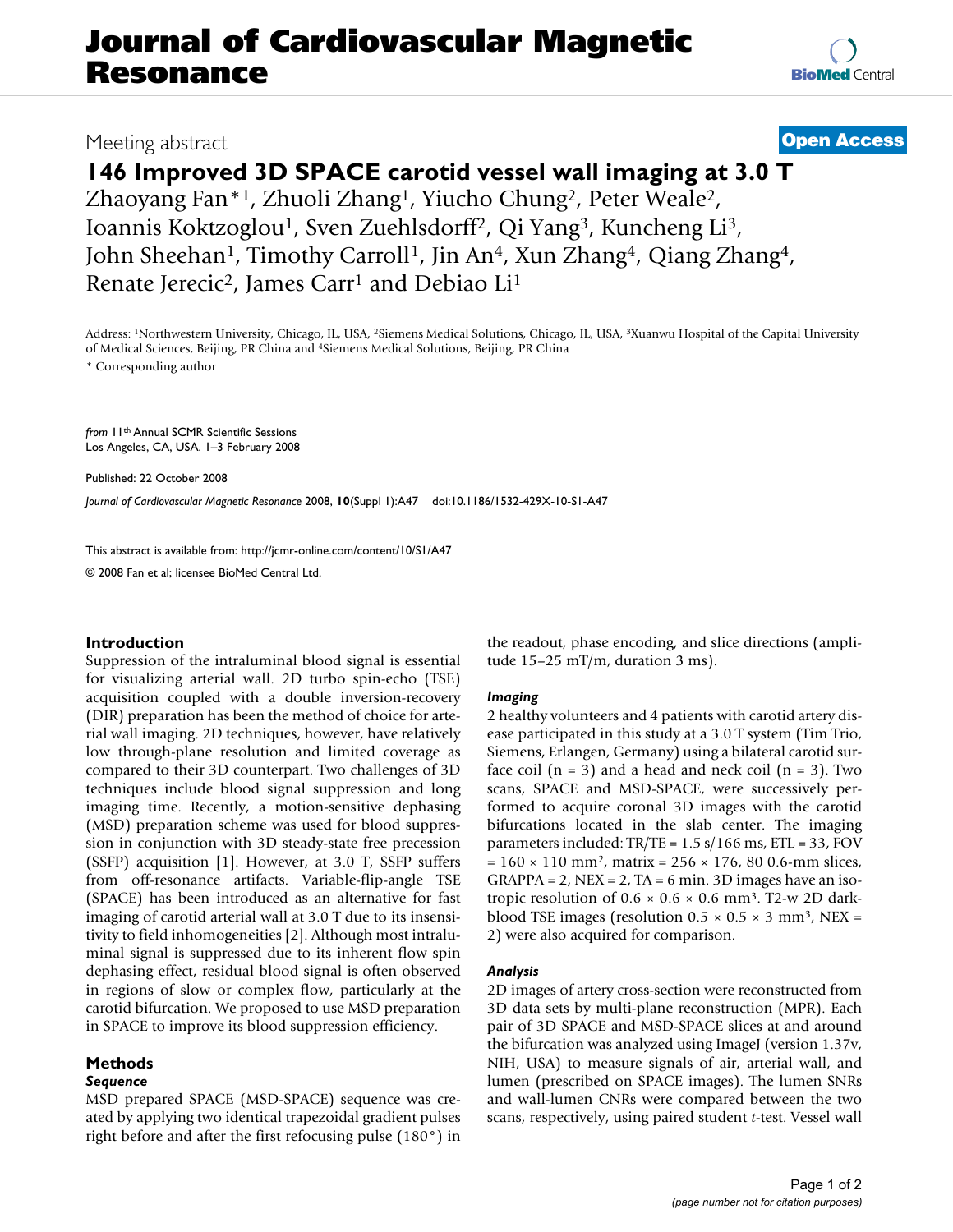# Journal of Cardiovascular Magnetic Resonance

Meeting abstract

**Open Access**

## 146 Improved 3D SPACE carotid vessel wall imaging at 3.0 T

Zhaoyang Fan*[1], Zhuoli Zhang[1], Yiucho Chung[2], Peter Weale[2], Ioannis Koktzoglou[1], Sven Zuehlsdorff[2], Qi Yang[3], Kuncheng Li[3], John Sheehan[1], Timothy Carroll[1], Jin An[4], Xun Zhang[4], Qiang Zhang[4], Renate Jerecic[2], James Carr[1] and Debiao Li[1]

Address: [1]Northwestern University, Chicago, IL, USA, [2]Siemens Medical Solutions, Chicago, IL, USA, [3]Xuanwu Hospital of the Capital University of Medical Sciences, Beijing, PR China and [4]Siemens Medical Solutions, Beijing, PR China

\* Corresponding author

*from* 11th Annual SCMR Scientific Sessions
Los Angeles, CA, USA. 1–3 February 2008

Published: 22 October 2008

*Journal of Cardiovascular Magnetic Resonance* 2008, **10**(Suppl 1):A47 doi:10.1186/1532-429X-10-S1-A47

This abstract is available from: http://jcmr-online.com/content/10/S1/A47

© 2008 Fan et al; licensee BioMed Central Ltd.

### Introduction

Suppression of the intraluminal blood signal is essential for visualizing arterial wall. 2D turbo spin-echo (TSE) acquisition coupled with a double inversion-recovery (DIR) preparation has been the method of choice for arterial wall imaging. 2D techniques, however, have relatively low through-plane resolution and limited coverage as compared to their 3D counterpart. Two challenges of 3D techniques include blood signal suppression and long imaging time. Recently, a motion-sensitive dephasing (MSD) preparation scheme was used for blood suppression in conjunction with 3D steady-state free precession (SSFP) acquisition [1]. However, at 3.0 T, SSFP suffers from off-resonance artifacts. Variable-flip-angle TSE (SPACE) has been introduced as an alternative for fast imaging of carotid arterial wall at 3.0 T due to its insensitivity to field inhomogeneities [2]. Although most intraluminal signal is suppressed due to its inherent flow spin dephasing effect, residual blood signal is often observed in regions of slow or complex flow, particularly at the carotid bifurcation. We proposed to use MSD preparation in SPACE to improve its blood suppression efficiency.

### Methods

#### *Sequence*

MSD prepared SPACE (MSD-SPACE) sequence was created by applying two identical trapezoidal gradient pulses right before and after the first refocusing pulse (180°) in the readout, phase encoding, and slice directions (amplitude 15–25 mT/m, duration 3 ms).

#### *Imaging*

2 healthy volunteers and 4 patients with carotid artery disease participated in this study at a 3.0 T system (Tim Trio, Siemens, Erlangen, Germany) using a bilateral carotid surface coil (n = 3) and a head and neck coil (n = 3). Two scans, SPACE and MSD-SPACE, were successively performed to acquire coronal 3D images with the carotid bifurcations located in the slab center. The imaging parameters included: TR/TE = 1.5 s/166 ms, ETL = 33, FOV = 160 × 110 mm$^2$, matrix = 256 × 176, 80 0.6-mm slices, GRAPPA = 2, NEX = 2, TA = 6 min. 3D images have an isotropic resolution of 0.6 × 0.6 × 0.6 mm$^3$. T2-w 2D dark-blood TSE images (resolution 0.5 × 0.5 × 3 mm$^3$, NEX = 2) were also acquired for comparison.

#### *Analysis*

2D images of artery cross-section were reconstructed from 3D data sets by multi-plane reconstruction (MPR). Each pair of 3D SPACE and MSD-SPACE slices at and around the bifurcation was analyzed using ImageJ (version 1.37v, NIH, USA) to measure signals of air, arterial wall, and lumen (prescribed on SPACE images). The lumen SNRs and wall-lumen CNRs were compared between the two scans, respectively, using paired student *t*-test. Vessel wall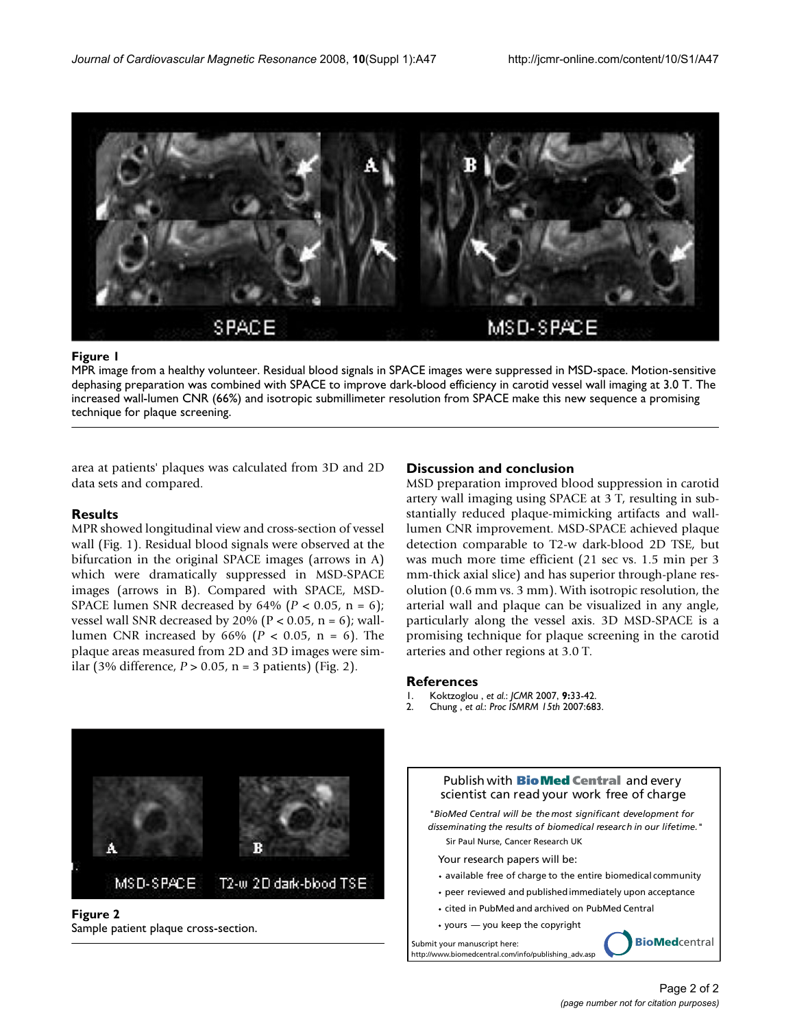**Figure 1**

MPR image from a healthy volunteer. Residual blood signals in SPACE images were suppressed in MSD-space. Motion-sensitive dephasing preparation was combined with SPACE to improve dark-blood efficiency in carotid vessel wall imaging at 3.0 T. The increased wall-lumen CNR (66%) and isotropic submillimeter resolution from SPACE make this new sequence a promising technique for plaque screening.

area at patients' plaques was calculated from 3D and 2D data sets and compared.

## Results

MPR showed longitudinal view and cross-section of vessel wall (Fig. 1). Residual blood signals were observed at the bifurcation in the original SPACE images (arrows in A) which were dramatically suppressed in MSD-SPACE images (arrows in B). Compared with SPACE, MSD-SPACE lumen SNR decreased by 64% ($P < 0.05$, n = 6); vessel wall SNR decreased by 20% ($P < 0.05$, n = 6); wall-lumen CNR increased by 66% ($P < 0.05$, n = 6). The plaque areas measured from 2D and 3D images were similar (3% difference, $P > 0.05$, n = 3 patients) (Fig. 2).

**Figure 2**

Sample patient plaque cross-section.

## Discussion and conclusion

MSD preparation improved blood suppression in carotid artery wall imaging using SPACE at 3 T, resulting in substantially reduced plaque-mimicking artifacts and wall-lumen CNR improvement. MSD-SPACE achieved plaque detection comparable to T2-w dark-blood 2D TSE, but was much more time efficient (21 sec vs. 1.5 min per 3 mm-thick axial slice) and has superior through-plane resolution (0.6 mm vs. 3 mm). With isotropic resolution, the arterial wall and plaque can be visualized in any angle, particularly along the vessel axis. 3D MSD-SPACE is a promising technique for plaque screening in the carotid arteries and other regions at 3.0 T.

## References

1. Koktzoglou , *et al.*: *JCMR* 2007, **9:**33-42.
2. Chung , *et al.*: *Proc ISMRM 15th* 2007:683.